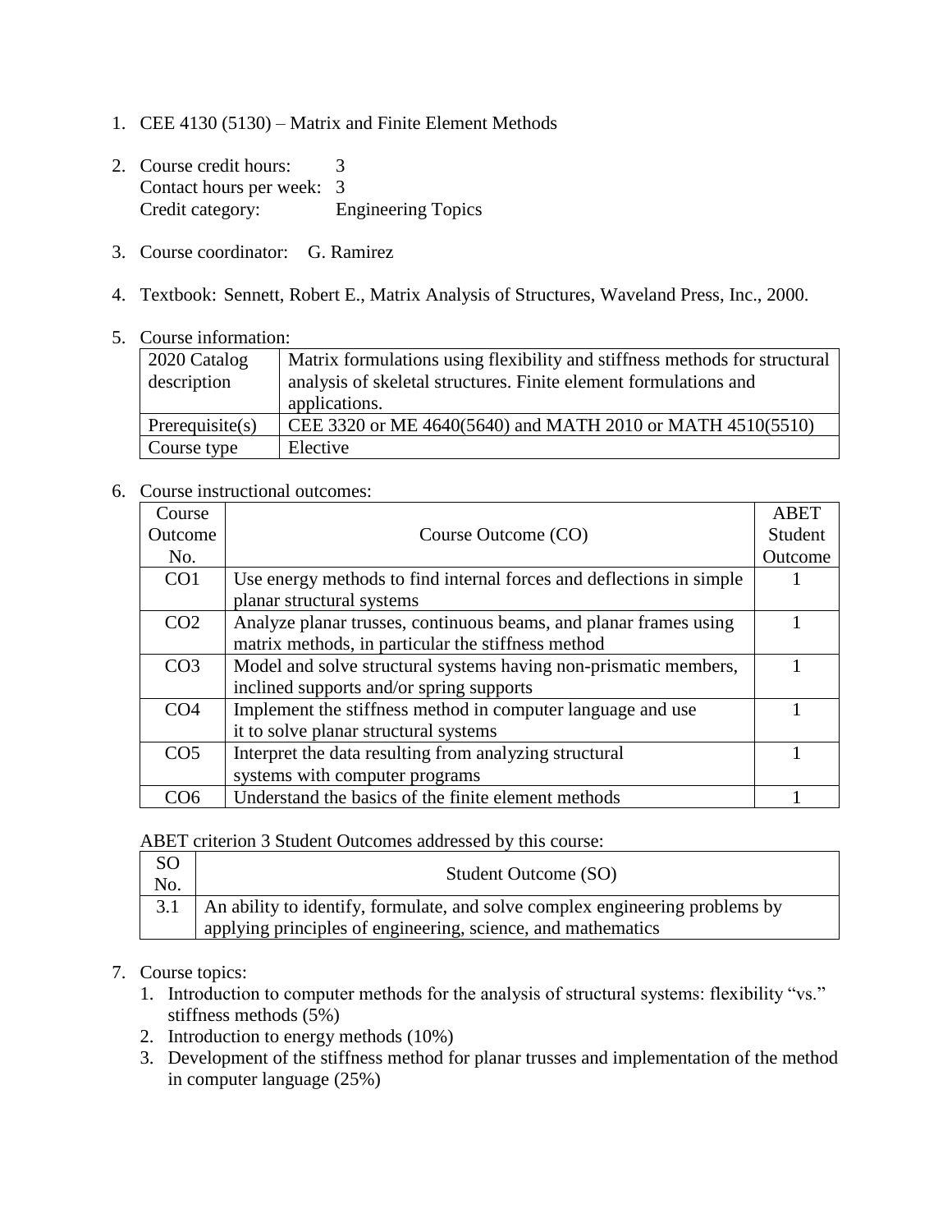1. CEE 4130 (5130) – Matrix and Finite Element Methods

2. Course credit hours: 3
   Contact hours per week: 3
   Credit category: Engineering Topics

3. Course coordinator: G. Ramirez

4. Textbook: Sennett, Robert E., Matrix Analysis of Structures, Waveland Press, Inc., 2000.

5. Course information:

| | |
|---|---|
| 2020 Catalog description | Matrix formulations using flexibility and stiffness methods for structural analysis of skeletal structures. Finite element formulations and applications. |
| Prerequisite(s) | CEE 3320 or ME 4640(5640) and MATH 2010 or MATH 4510(5510) |
| Course type | Elective |

6. Course instructional outcomes:

| Course Outcome No. | Course Outcome (CO) | ABET Student Outcome |
|---|---|---|
| CO1 | Use energy methods to find internal forces and deflections in simple planar structural systems | 1 |
| CO2 | Analyze planar trusses, continuous beams, and planar frames using matrix methods, in particular the stiffness method | 1 |
| CO3 | Model and solve structural systems having non-prismatic members, inclined supports and/or spring supports | 1 |
| CO4 | Implement the stiffness method in computer language and use it to solve planar structural systems | 1 |
| CO5 | Interpret the data resulting from analyzing structural systems with computer programs | 1 |
| CO6 | Understand the basics of the finite element methods | 1 |

ABET criterion 3 Student Outcomes addressed by this course:

| SO No. | Student Outcome (SO) |
|---|---|
| 3.1 | An ability to identify, formulate, and solve complex engineering problems by applying principles of engineering, science, and mathematics |

7. Course topics:
   1. Introduction to computer methods for the analysis of structural systems: flexibility "vs." stiffness methods (5%)
   2. Introduction to energy methods (10%)
   3. Development of the stiffness method for planar trusses and implementation of the method in computer language (25%)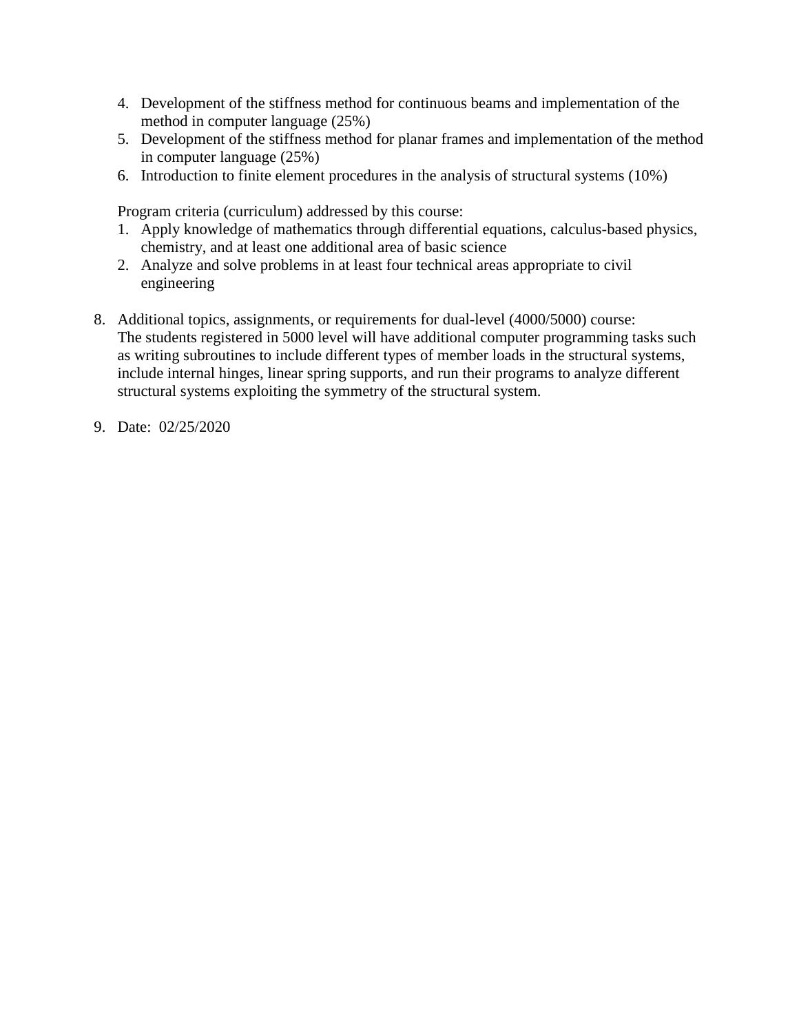4. Development of the stiffness method for continuous beams and implementation of the method in computer language (25%)
5. Development of the stiffness method for planar frames and implementation of the method in computer language (25%)
6. Introduction to finite element procedures in the analysis of structural systems (10%)

Program criteria (curriculum) addressed by this course:

1. Apply knowledge of mathematics through differential equations, calculus-based physics, chemistry, and at least one additional area of basic science
2. Analyze and solve problems in at least four technical areas appropriate to civil engineering

8. Additional topics, assignments, or requirements for dual-level (4000/5000) course:
   The students registered in 5000 level will have additional computer programming tasks such as writing subroutines to include different types of member loads in the structural systems, include internal hinges, linear spring supports, and run their programs to analyze different structural systems exploiting the symmetry of the structural system.

9. Date: 02/25/2020